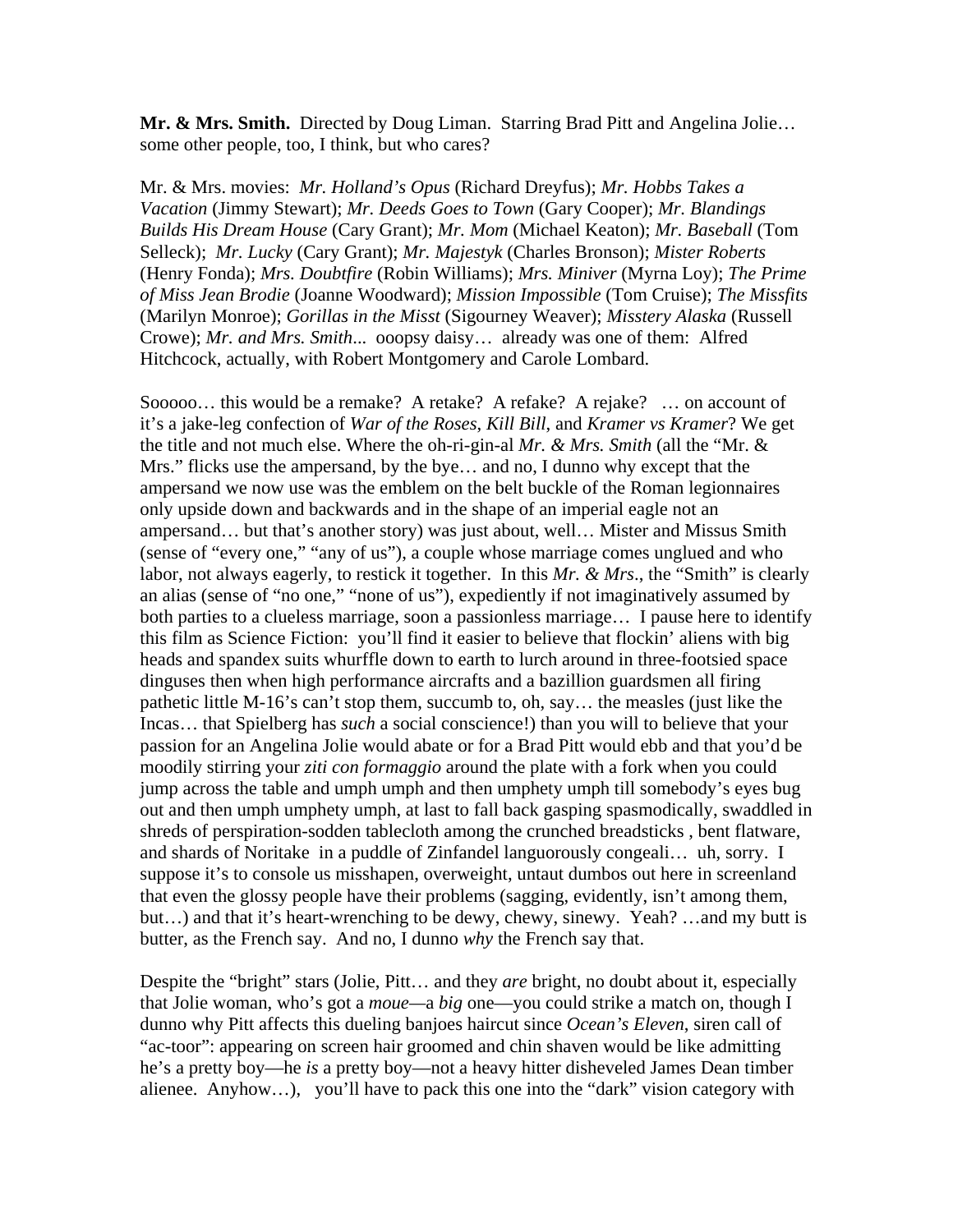**Mr. & Mrs. Smith.** Directed by Doug Liman. Starring Brad Pitt and Angelina Jolie… some other people, too, I think, but who cares?

Mr. & Mrs. movies: *Mr. Holland's Opus* (Richard Dreyfus); *Mr. Hobbs Takes a Vacation* (Jimmy Stewart); *Mr. Deeds Goes to Town* (Gary Cooper); *Mr. Blandings Builds His Dream House* (Cary Grant); *Mr. Mom* (Michael Keaton); *Mr. Baseball* (Tom Selleck); *Mr. Lucky* (Cary Grant); *Mr. Majestyk* (Charles Bronson); *Mister Roberts* (Henry Fonda); *Mrs. Doubtfire* (Robin Williams); *Mrs. Miniver* (Myrna Loy); *The Prime of Miss Jean Brodie* (Joanne Woodward); *Mission Impossible* (Tom Cruise); *The Missfits* (Marilyn Monroe); *Gorillas in the Misst* (Sigourney Weaver); *Misstery Alaska* (Russell Crowe); *Mr. and Mrs. Smith...* ooopsy daisy… already was one of them: Alfred Hitchcock, actually, with Robert Montgomery and Carole Lombard.

Sooooo… this would be a remake? A retake? A refake? A rejake? … on account of it's a jake-leg confection of *War of the Roses*, *Kill Bill*, and *Kramer vs Kramer*? We get the title and not much else. Where the oh-ri-gin-al *Mr. & Mrs. Smith* (all the "Mr. & Mrs." flicks use the ampersand, by the bye… and no, I dunno why except that the ampersand we now use was the emblem on the belt buckle of the Roman legionnaires only upside down and backwards and in the shape of an imperial eagle not an ampersand… but that's another story) was just about, well… Mister and Missus Smith (sense of "every one," "any of us"), a couple whose marriage comes unglued and who labor, not always eagerly, to restick it together. In this *Mr. & Mrs*., the "Smith" is clearly an alias (sense of "no one," "none of us"), expediently if not imaginatively assumed by both parties to a clueless marriage, soon a passionless marriage… I pause here to identify this film as Science Fiction: you'll find it easier to believe that flockin' aliens with big heads and spandex suits whurffle down to earth to lurch around in three-footsied space dinguses then when high performance aircrafts and a bazillion guardsmen all firing pathetic little M-16's can't stop them, succumb to, oh, say… the measles (just like the Incas… that Spielberg has *such* a social conscience!) than you will to believe that your passion for an Angelina Jolie would abate or for a Brad Pitt would ebb and that you'd be moodily stirring your *ziti con formaggio* around the plate with a fork when you could jump across the table and umph umph and then umphety umph till somebody's eyes bug out and then umph umphety umph, at last to fall back gasping spasmodically, swaddled in shreds of perspiration-sodden tablecloth among the crunched breadsticks , bent flatware, and shards of Noritake in a puddle of Zinfandel languorously congeali… uh, sorry. I suppose it's to console us misshapen, overweight, untaut dumbos out here in screenland that even the glossy people have their problems (sagging, evidently, isn't among them, but…) and that it's heart-wrenching to be dewy, chewy, sinewy. Yeah? …and my butt is butter, as the French say. And no, I dunno *why* the French say that.

Despite the "bright" stars (Jolie, Pitt… and they *are* bright, no doubt about it, especially that Jolie woman, who's got a *moue*—a *big* one—you could strike a match on, though I dunno why Pitt affects this dueling banjoes haircut since *Ocean's Eleven*, siren call of "ac-toor": appearing on screen hair groomed and chin shaven would be like admitting he's a pretty boy—he *is* a pretty boy—not a heavy hitter disheveled James Dean timber alienee. Anyhow…), you'll have to pack this one into the "dark" vision category with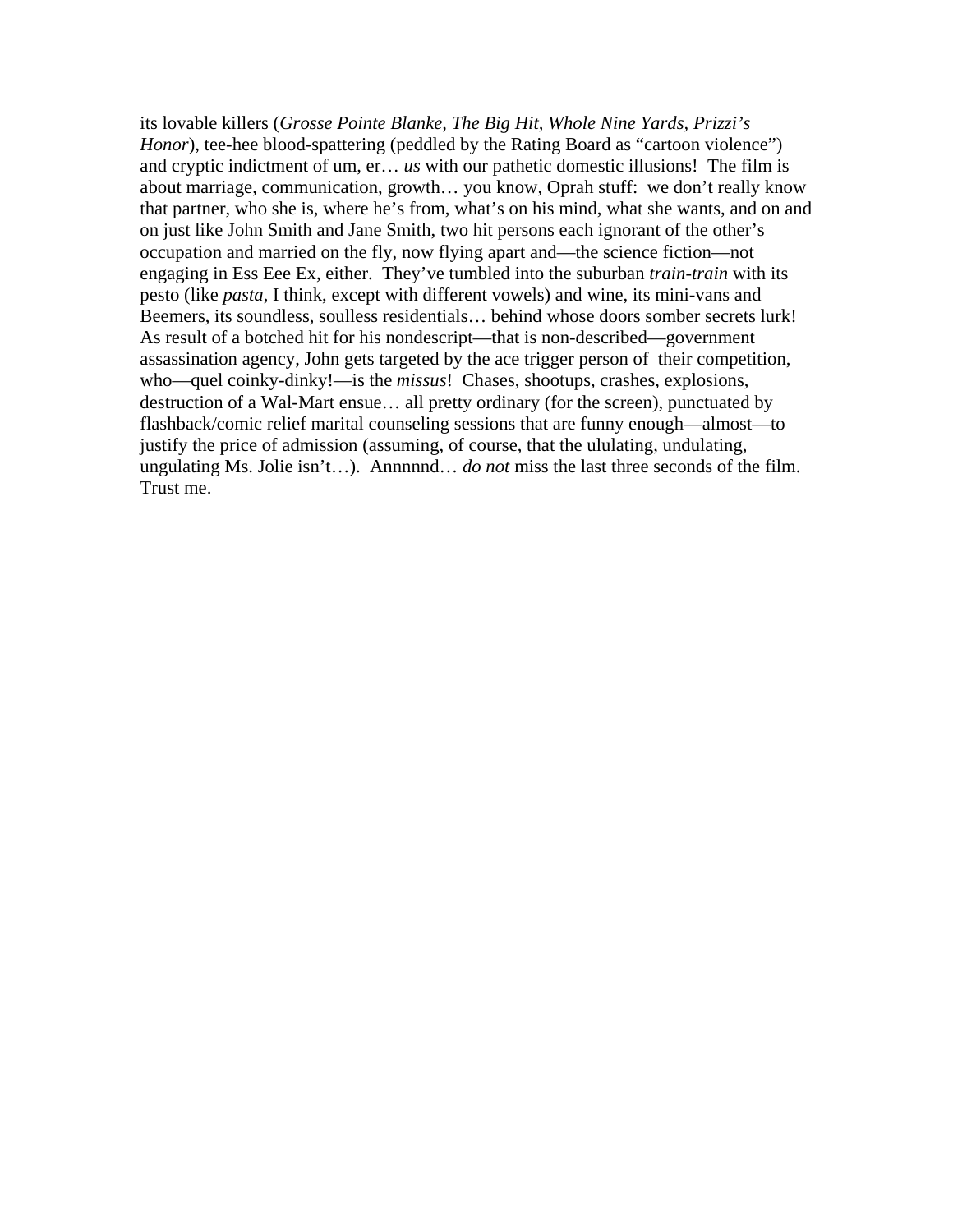its lovable killers (*Grosse Pointe Blanke, The Big Hit, Whole Nine Yards, Prizzi's Honor*), tee-hee blood-spattering (peddled by the Rating Board as "cartoon violence") and cryptic indictment of um, er… *us* with our pathetic domestic illusions! The film is about marriage, communication, growth… you know, Oprah stuff: we don't really know that partner, who she is, where he's from, what's on his mind, what she wants, and on and on just like John Smith and Jane Smith, two hit persons each ignorant of the other's occupation and married on the fly, now flying apart and—the science fiction—not engaging in Ess Eee Ex, either. They've tumbled into the suburban *train-train* with its pesto (like *pasta*, I think, except with different vowels) and wine, its mini-vans and Beemers, its soundless, soulless residentials… behind whose doors somber secrets lurk! As result of a botched hit for his nondescript—that is non-described—government assassination agency, John gets targeted by the ace trigger person of their competition, who—quel coinky-dinky!—is the *missus*! Chases, shootups, crashes, explosions, destruction of a Wal-Mart ensue… all pretty ordinary (for the screen), punctuated by flashback/comic relief marital counseling sessions that are funny enough—almost—to justify the price of admission (assuming, of course, that the ululating, undulating, ungulating Ms. Jolie isn't…). Annnnnd… *do not* miss the last three seconds of the film. Trust me.